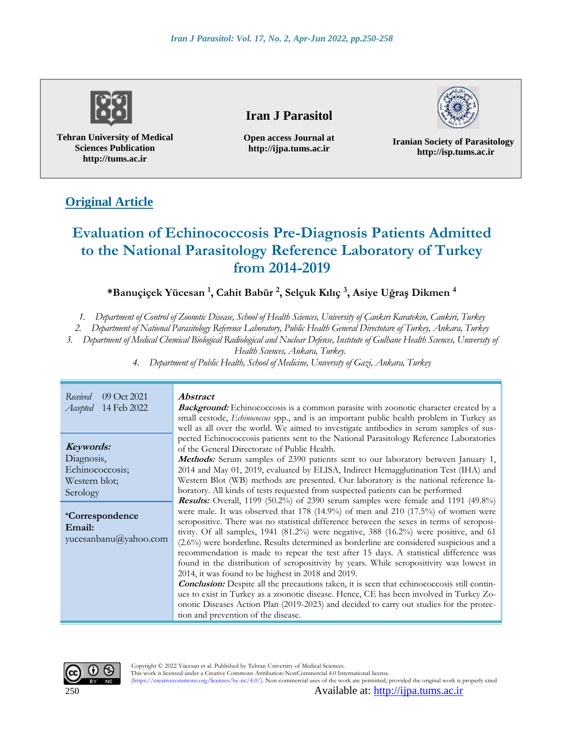Tehran University of Medical Sciences Publication
http://tums.ac.ir

**Iran J Parasitol**

Open access Journal at
http://ijpa.tums.ac.ir

Iranian Society of Parasitology
http://isp.tums.ac.ir

**Original Article**

# Evaluation of Echinococcosis Pre-Diagnosis Patients Admitted to the National Parasitology Reference Laboratory of Turkey from 2014-2019

**\*Banuçiçek Yücesan [1], Cahit Babür [2], Selçuk Kılıç [3], Asiye Uğraş Dikmen [4]**

1. *Department of Control of Zoonotic Disease, School of Health Sciences, University of Çankırı Karatekin, Cankiri, Turkey*
2. *Department of National Parasitology Reference Laboratory, Public Health General Directotare of Turkey, Ankara, Turkey*
3. *Department of Medical Chemical Biological Radiological and Nuclear Defense, Institute of Gulhane Health Sciences, University of Health Sciences, Ankara, Turkey.*
4. *Department of Public Health, School of Medicine, University of Gazi, Ankara, Turkey*

*Received* 09 Oct 2021
*Accepted* 14 Feb 2022

**Keywords:**
Diagnosis,
Echinococcosis;
Western blot;
Serology

**\*Correspondence Email:**
yucesanbanu@yahoo.com

## Abstract

***Background:*** Echinococcosis is a common parasite with zoonotic character created by a small cestode, *Echinococcus* spp., and is an important public health problem in Turkey as well as all over the world. We aimed to investigate antibodies in serum samples of suspected Echinococcosis patients sent to the National Parasitology Reference Laboratories of the General Directorate of Public Health.

***Methods:*** Serum samples of 2390 patients sent to our laboratory between January 1, 2014 and May 01, 2019, evaluated by ELISA, Indirect Hemagglutination Test (IHA) and Western Blot (WB) methods are presented. Our laboratory is the national reference laboratory. All kinds of tests requested from suspected patients can be performed

***Results:*** Overall, 1199 (50.2%) of 2390 serum samples were female and 1191 (49.8%) were male. It was observed that 178 (14.9%) of men and 210 (17.5%) of women were seropositive. There was no statistical difference between the sexes in terms of seropositivity. Of all samples, 1941 (81.2%) were negative, 388 (16.2%) were positive, and 61 (2.6%) were borderline. Results determined as borderline are considered suspicious and a recommendation is made to repeat the test after 15 days. A statistical difference was found in the distribution of seropositivity by years. While seropositivity was lowest in 2014, it was found to be highest in 2018 and 2019.

***Conclusion:*** Despite all the precautions taken, it is seen that echinococcosis still continues to exist in Turkey as a zoonotic disease. Hence, CE has been involved in Turkey Zoonotic Diseases Action Plan (2019-2023) and decided to carry out studies for the protection and prevention of the disease.

Copyright © 2022 Yücesan et al. Published by Tehran University of Medical Sciences.
This work is licensed under a Creative Commons Attribution-NonCommercial 4.0 International license.
(https://creativecommons.org/licenses/by-nc/4.0/). Non-commercial uses of the work are permitted, provided the original work is properly cited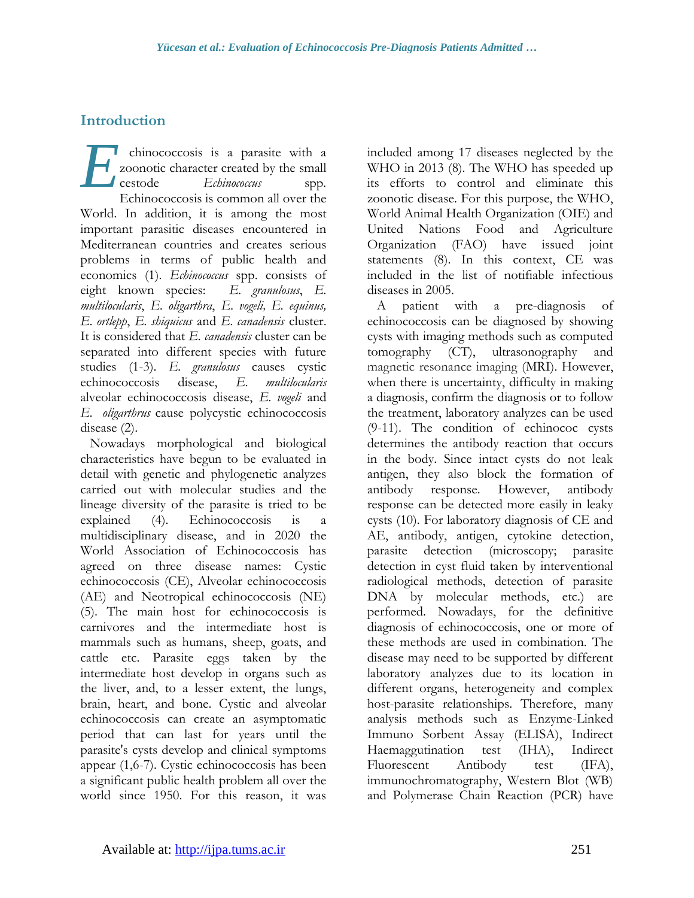## Introduction

Echinococcosis is a parasite with a zoonotic character created by the small cestode *Echinococcus* spp. Echinococcosis is common all over the World. In addition, it is among the most important parasitic diseases encountered in Mediterranean countries and creates serious problems in terms of public health and economics (1). *Echinococcus* spp. consists of eight known species: *E. granulosus*, *E. multilocularis*, *E. oligarthra*, *E. vogeli, E. equinus, E. ortlepp*, *E. shiquicus* and *E. canadensis* cluster. It is considered that *E. canadensis* cluster can be separated into different species with future studies (1-3). *E. granulosus* causes cystic echinococcosis disease, *E. multilocularis* alveolar echinococcosis disease, *E. vogeli* and *E. oligarthrus* cause polycystic echinococcosis disease (2).

Nowadays morphological and biological characteristics have begun to be evaluated in detail with genetic and phylogenetic analyzes carried out with molecular studies and the lineage diversity of the parasite is tried to be explained (4). Echinococcosis is a multidisciplinary disease, and in 2020 the World Association of Echinococcosis has agreed on three disease names: Cystic echinococcosis (CE), Alveolar echinococcosis (AE) and Neotropical echinococcosis (NE) (5). The main host for echinococcosis is carnivores and the intermediate host is mammals such as humans, sheep, goats, and cattle etc. Parasite eggs taken by the intermediate host develop in organs such as the liver, and, to a lesser extent, the lungs, brain, heart, and bone. Cystic and alveolar echinococcosis can create an asymptomatic period that can last for years until the parasite's cysts develop and clinical symptoms appear (1,6-7). Cystic echinococcosis has been a significant public health problem all over the world since 1950. For this reason, it was included among 17 diseases neglected by the WHO in 2013 (8). The WHO has speeded up its efforts to control and eliminate this zoonotic disease. For this purpose, the WHO, World Animal Health Organization (OIE) and United Nations Food and Agriculture Organization (FAO) have issued joint statements (8). In this context, CE was included in the list of notifiable infectious diseases in 2005.

A patient with a pre-diagnosis of echinococcosis can be diagnosed by showing cysts with imaging methods such as computed tomography (CT), ultrasonography and magnetic resonance imaging (MRI). However, when there is uncertainty, difficulty in making a diagnosis, confirm the diagnosis or to follow the treatment, laboratory analyzes can be used (9-11). The condition of echinococ cysts determines the antibody reaction that occurs in the body. Since intact cysts do not leak antigen, they also block the formation of antibody response. However, antibody response can be detected more easily in leaky cysts (10). For laboratory diagnosis of CE and AE, antibody, antigen, cytokine detection, parasite detection (microscopy; parasite detection in cyst fluid taken by interventional radiological methods, detection of parasite DNA by molecular methods, etc.) are performed. Nowadays, for the definitive diagnosis of echinococcosis, one or more of these methods are used in combination. The disease may need to be supported by different laboratory analyzes due to its location in different organs, heterogeneity and complex host-parasite relationships. Therefore, many analysis methods such as Enzyme-Linked Immuno Sorbent Assay (ELISA), Indirect Haemaggutination test (IHA), Indirect Fluorescent Antibody test (IFA), immunochromatography, Western Blot (WB) and Polymerase Chain Reaction (PCR) have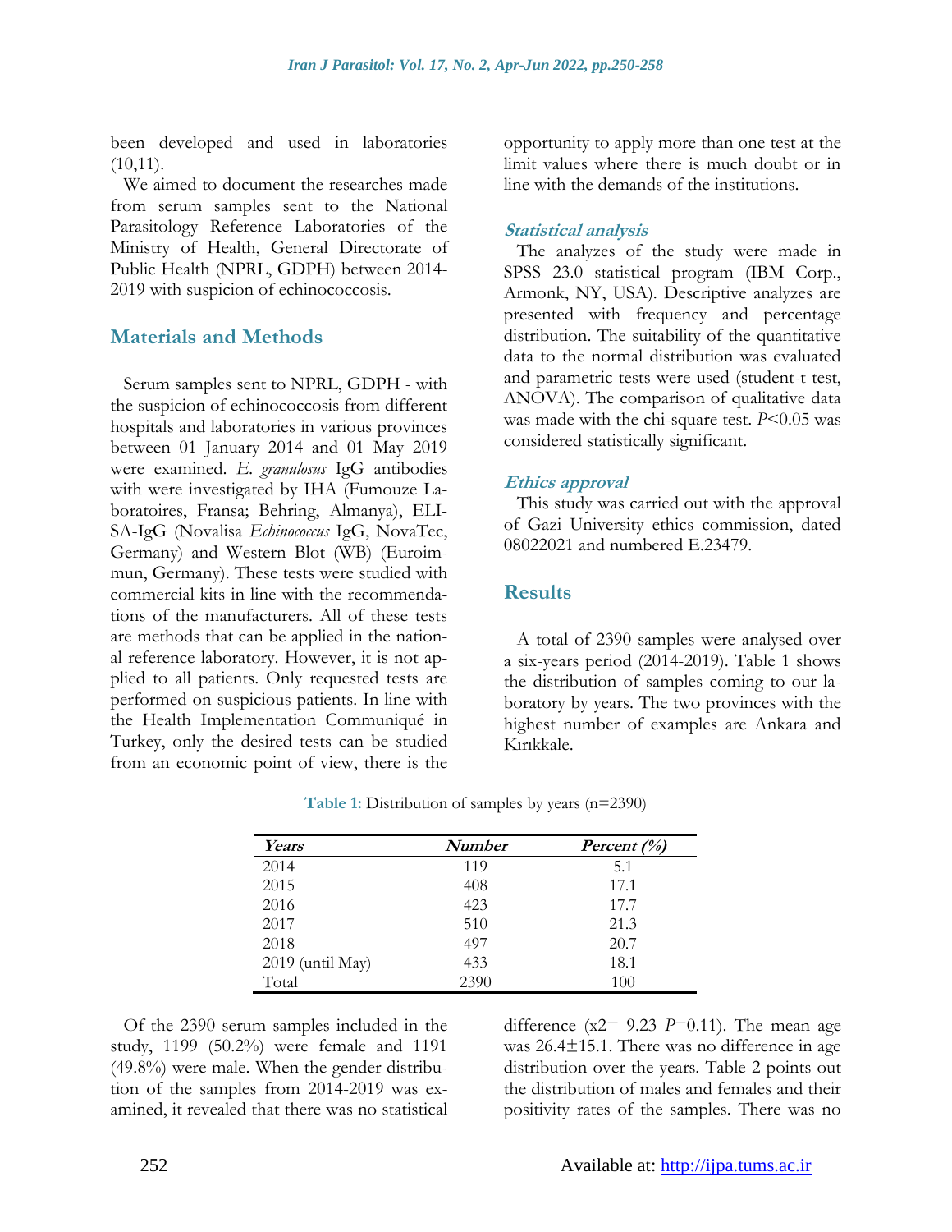been developed and used in laboratories (10,11).

We aimed to document the researches made from serum samples sent to the National Parasitology Reference Laboratories of the Ministry of Health, General Directorate of Public Health (NPRL, GDPH) between 2014-2019 with suspicion of echinococcosis.

## Materials and Methods

Serum samples sent to NPRL, GDPH - with the suspicion of echinococcosis from different hospitals and laboratories in various provinces between 01 January 2014 and 01 May 2019 were examined. *E. granulosus* IgG antibodies with were investigated by IHA (Fumouze Laboratoires, Fransa; Behring, Almanya), ELISA-IgG (Novalisa *Echinococcus* IgG, NovaTec, Germany) and Western Blot (WB) (Euroimmun, Germany). These tests were studied with commercial kits in line with the recommendations of the manufacturers. All of these tests are methods that can be applied in the national reference laboratory. However, it is not applied to all patients. Only requested tests are performed on suspicious patients. In line with the Health Implementation Communiqué in Turkey, only the desired tests can be studied from an economic point of view, there is the opportunity to apply more than one test at the limit values where there is much doubt or in line with the demands of the institutions.

### Statistical analysis

The analyzes of the study were made in SPSS 23.0 statistical program (IBM Corp., Armonk, NY, USA). Descriptive analyzes are presented with frequency and percentage distribution. The suitability of the quantitative data to the normal distribution was evaluated and parametric tests were used (student-t test, ANOVA). The comparison of qualitative data was made with the chi-square test. $P<0.05$ was considered statistically significant.

### Ethics approval

This study was carried out with the approval of Gazi University ethics commission, dated 08022021 and numbered E.23479.

## Results

A total of 2390 samples were analysed over a six-years period (2014-2019). Table 1 shows the distribution of samples coming to our laboratory by years. The two provinces with the highest number of examples are Ankara and Kırıkkale.

**Table 1:** Distribution of samples by years (n=2390)

| *Years* | *Number* | *Percent (%)* |
|---|---|---|
| 2014 | 119 | 5.1 |
| 2015 | 408 | 17.1 |
| 2016 | 423 | 17.7 |
| 2017 | 510 | 21.3 |
| 2018 | 497 | 20.7 |
| 2019 (until May) | 433 | 18.1 |
| Total | 2390 | 100 |

Of the 2390 serum samples included in the study, 1199 (50.2%) were female and 1191 (49.8%) were male. When the gender distribution of the samples from 2014-2019 was examined, it revealed that there was no statistical difference ($x2= 9.23$ $P=0.11$). The mean age was 26.4±15.1. There was no difference in age distribution over the years. Table 2 points out the distribution of males and females and their positivity rates of the samples. There was no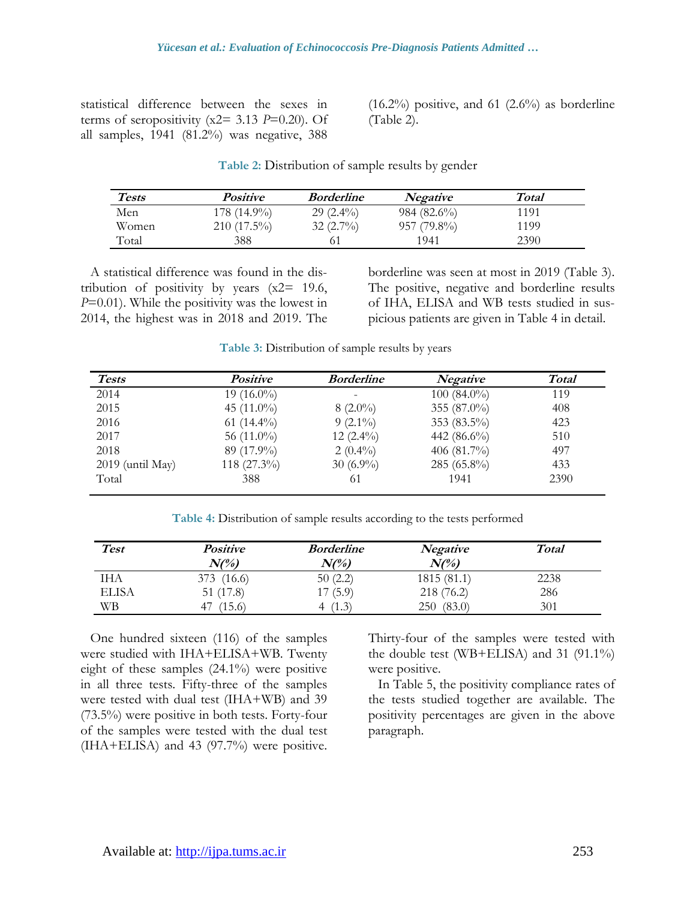statistical difference between the sexes in terms of seropositivity ($x2= 3.13$ $P$=0.20). Of all samples, 1941 (81.2%) was negative, 388 (16.2%) positive, and 61 (2.6%) as borderline (Table 2).

**Table 2:** Distribution of sample results by gender

| *Tests* | *Positive* | *Borderline* | *Negative* | *Total* |
|---|---|---|---|---|
| Men | 178 (14.9%) | 29 (2.4%) | 984 (82.6%) | 1191 |
| Women | 210 (17.5%) | 32 (2.7%) | 957 (79.8%) | 1199 |
| Total | 388 | 61 | 1941 | 2390 |

A statistical difference was found in the distribution of positivity by years ($x2= 19.6$, $P$=0.01). While the positivity was the lowest in 2014, the highest was in 2018 and 2019. The borderline was seen at most in 2019 (Table 3). The positive, negative and borderline results of IHA, ELISA and WB tests studied in suspicious patients are given in Table 4 in detail.

**Table 3:** Distribution of sample results by years

| *Tests* | *Positive* | *Borderline* | *Negative* | *Total* |
|---|---|---|---|---|
| 2014 | 19 (16.0%) | - | 100 (84.0%) | 119 |
| 2015 | 45 (11.0%) | 8 (2.0%) | 355 (87.0%) | 408 |
| 2016 | 61 (14.4%) | 9 (2.1%) | 353 (83.5%) | 423 |
| 2017 | 56 (11.0%) | 12 (2.4%) | 442 (86.6%) | 510 |
| 2018 | 89 (17.9%) | 2 (0.4%) | 406 (81.7%) | 497 |
| 2019 (until May) | 118 (27.3%) | 30 (6.9%) | 285 (65.8%) | 433 |
| Total | 388 | 61 | 1941 | 2390 |

**Table 4:** Distribution of sample results according to the tests performed

| *Test* | *Positive N(%)* | *Borderline N(%)* | *Negative N(%)* | *Total* |
|---|---|---|---|---|
| IHA | 373 (16.6) | 50 (2.2) | 1815 (81.1) | 2238 |
| ELISA | 51 (17.8) | 17 (5.9) | 218 (76.2) | 286 |
| WB | 47 (15.6) | 4 (1.3) | 250 (83.0) | 301 |

One hundred sixteen (116) of the samples were studied with IHA+ELISA+WB. Twenty eight of these samples (24.1%) were positive in all three tests. Fifty-three of the samples were tested with dual test (IHA+WB) and 39 (73.5%) were positive in both tests. Forty-four of the samples were tested with the dual test (IHA+ELISA) and 43 (97.7%) were positive. Thirty-four of the samples were tested with the double test (WB+ELISA) and 31 (91.1%) were positive.

In Table 5, the positivity compliance rates of the tests studied together are available. The positivity percentages are given in the above paragraph.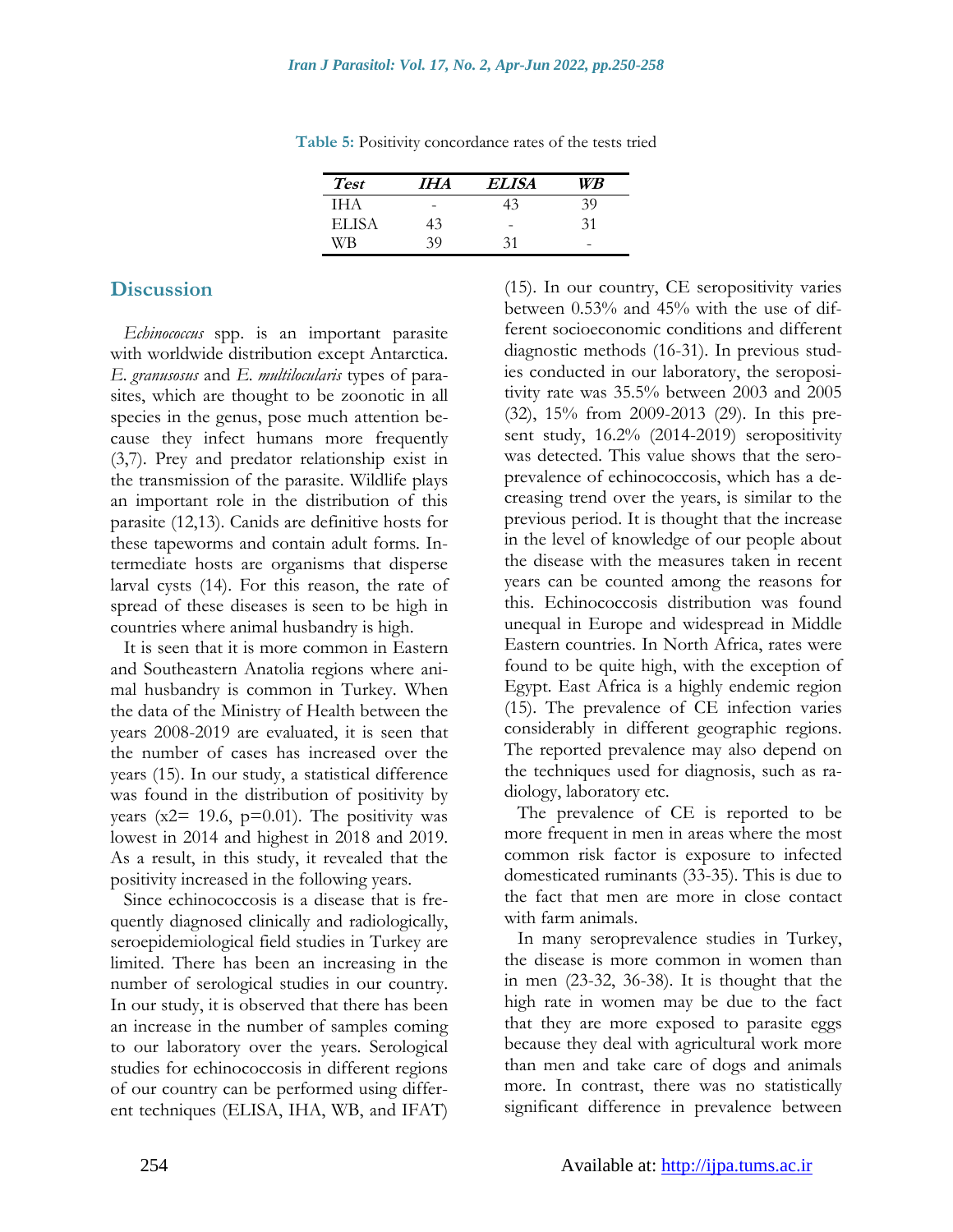**Table 5:** Positivity concordance rates of the tests tried

| *Test* | *IHA* | *ELISA* | *WB* |
|---|---|---|---|
| IHA | - | 43 | 39 |
| ELISA | 43 | - | 31 |
| WB | 39 | 31 | - |

## Discussion

*Echinococcus* spp. is an important parasite with worldwide distribution except Antarctica. *E. granusosus* and *E. multilocularis* types of parasites, which are thought to be zoonotic in all species in the genus, pose much attention because they infect humans more frequently (3,7). Prey and predator relationship exist in the transmission of the parasite. Wildlife plays an important role in the distribution of this parasite (12,13). Canids are definitive hosts for these tapeworms and contain adult forms. Intermediate hosts are organisms that disperse larval cysts (14). For this reason, the rate of spread of these diseases is seen to be high in countries where animal husbandry is high.

It is seen that it is more common in Eastern and Southeastern Anatolia regions where animal husbandry is common in Turkey. When the data of the Ministry of Health between the years 2008-2019 are evaluated, it is seen that the number of cases has increased over the years (15). In our study, a statistical difference was found in the distribution of positivity by years ($x2= 19.6$, $p=0.01$). The positivity was lowest in 2014 and highest in 2018 and 2019. As a result, in this study, it revealed that the positivity increased in the following years.

Since echinococcosis is a disease that is frequently diagnosed clinically and radiologically, seroepidemiological field studies in Turkey are limited. There has been an increasing in the number of serological studies in our country. In our study, it is observed that there has been an increase in the number of samples coming to our laboratory over the years. Serological studies for echinococcosis in different regions of our country can be performed using different techniques (ELISA, IHA, WB, and IFAT) (15). In our country, CE seropositivity varies between 0.53% and 45% with the use of different socioeconomic conditions and different diagnostic methods (16-31). In previous studies conducted in our laboratory, the seropositivity rate was 35.5% between 2003 and 2005 (32), 15% from 2009-2013 (29). In this present study, 16.2% (2014-2019) seropositivity was detected. This value shows that the seroprevalence of echinococcosis, which has a decreasing trend over the years, is similar to the previous period. It is thought that the increase in the level of knowledge of our people about the disease with the measures taken in recent years can be counted among the reasons for this. Echinococcosis distribution was found unequal in Europe and widespread in Middle Eastern countries. In North Africa, rates were found to be quite high, with the exception of Egypt. East Africa is a highly endemic region (15). The prevalence of CE infection varies considerably in different geographic regions. The reported prevalence may also depend on the techniques used for diagnosis, such as radiology, laboratory etc.

The prevalence of CE is reported to be more frequent in men in areas where the most common risk factor is exposure to infected domesticated ruminants (33-35). This is due to the fact that men are more in close contact with farm animals.

In many seroprevalence studies in Turkey, the disease is more common in women than in men (23-32, 36-38). It is thought that the high rate in women may be due to the fact that they are more exposed to parasite eggs because they deal with agricultural work more than men and take care of dogs and animals more. In contrast, there was no statistically significant difference in prevalence between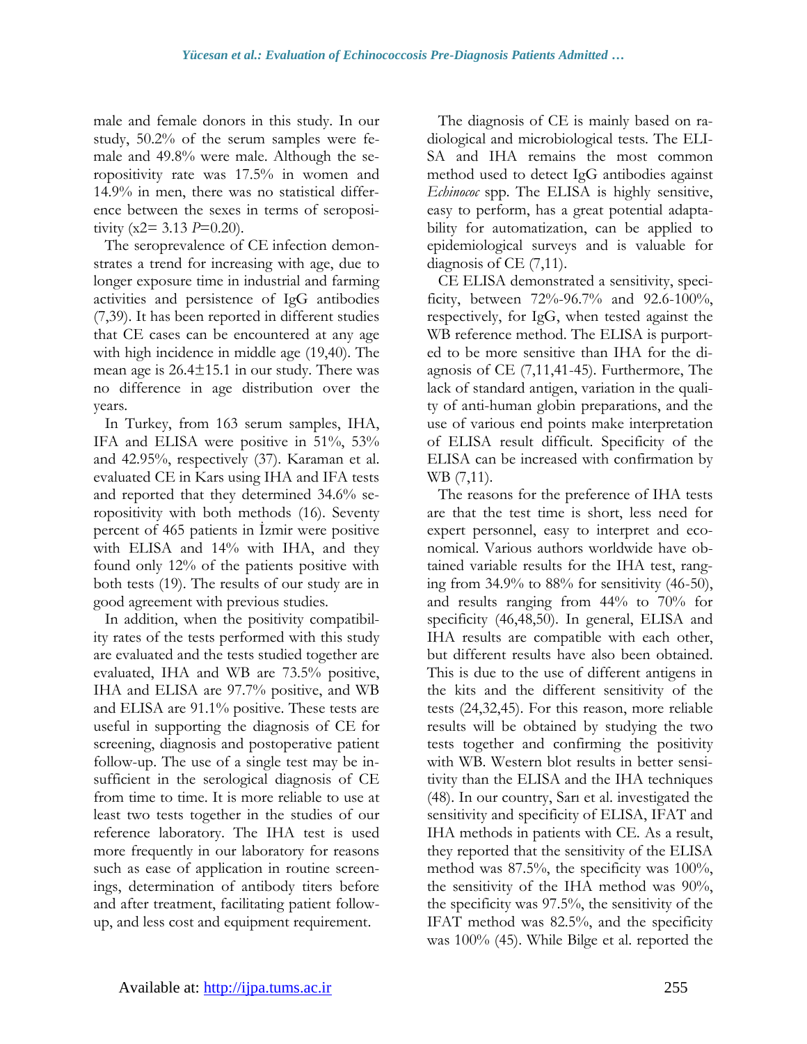male and female donors in this study. In our study, 50.2% of the serum samples were female and 49.8% were male. Although the seropositivity rate was 17.5% in women and 14.9% in men, there was no statistical difference between the sexes in terms of seropositivity ($x2= 3.13$ $P=0.20$).

The seroprevalence of CE infection demonstrates a trend for increasing with age, due to longer exposure time in industrial and farming activities and persistence of IgG antibodies (7,39). It has been reported in different studies that CE cases can be encountered at any age with high incidence in middle age (19,40). The mean age is 26.4±15.1 in our study. There was no difference in age distribution over the years.

In Turkey, from 163 serum samples, IHA, IFA and ELISA were positive in 51%, 53% and 42.95%, respectively (37). Karaman et al. evaluated CE in Kars using IHA and IFA tests and reported that they determined 34.6% seropositivity with both methods (16). Seventy percent of 465 patients in İzmir were positive with ELISA and 14% with IHA, and they found only 12% of the patients positive with both tests (19). The results of our study are in good agreement with previous studies.

In addition, when the positivity compatibility rates of the tests performed with this study are evaluated and the tests studied together are evaluated, IHA and WB are 73.5% positive, IHA and ELISA are 97.7% positive, and WB and ELISA are 91.1% positive. These tests are useful in supporting the diagnosis of CE for screening, diagnosis and postoperative patient follow-up. The use of a single test may be insufficient in the serological diagnosis of CE from time to time. It is more reliable to use at least two tests together in the studies of our reference laboratory. The IHA test is used more frequently in our laboratory for reasons such as ease of application in routine screenings, determination of antibody titers before and after treatment, facilitating patient follow-up, and less cost and equipment requirement.

The diagnosis of CE is mainly based on radiological and microbiological tests. The ELISA and IHA remains the most common method used to detect IgG antibodies against *Echinococ* spp. The ELISA is highly sensitive, easy to perform, has a great potential adaptability for automatization, can be applied to epidemiological surveys and is valuable for diagnosis of CE (7,11).

CE ELISA demonstrated a sensitivity, specificity, between 72%-96.7% and 92.6-100%, respectively, for IgG, when tested against the WB reference method. The ELISA is purported to be more sensitive than IHA for the diagnosis of CE (7,11,41-45). Furthermore, The lack of standard antigen, variation in the quality of anti-human globin preparations, and the use of various end points make interpretation of ELISA result difficult. Specificity of the ELISA can be increased with confirmation by WB (7,11).

The reasons for the preference of IHA tests are that the test time is short, less need for expert personnel, easy to interpret and economical. Various authors worldwide have obtained variable results for the IHA test, ranging from 34.9% to 88% for sensitivity (46-50), and results ranging from 44% to 70% for specificity (46,48,50). In general, ELISA and IHA results are compatible with each other, but different results have also been obtained. This is due to the use of different antigens in the kits and the different sensitivity of the tests (24,32,45). For this reason, more reliable results will be obtained by studying the two tests together and confirming the positivity with WB. Western blot results in better sensitivity than the ELISA and the IHA techniques (48). In our country, Sarı et al. investigated the sensitivity and specificity of ELISA, IFAT and IHA methods in patients with CE. As a result, they reported that the sensitivity of the ELISA method was 87.5%, the specificity was 100%, the sensitivity of the IHA method was 90%, the specificity was 97.5%, the sensitivity of the IFAT method was 82.5%, and the specificity was 100% (45). While Bilge et al. reported the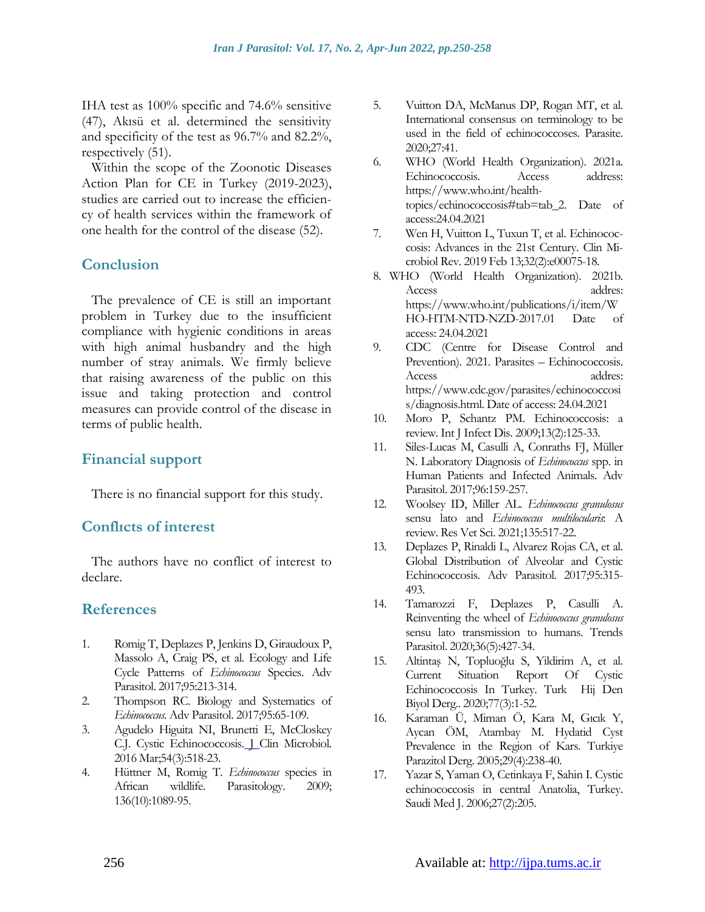IHA test as 100% specific and 74.6% sensitive (47), Akısü et al. determined the sensitivity and specificity of the test as 96.7% and 82.2%, respectively (51).

Within the scope of the Zoonotic Diseases Action Plan for CE in Turkey (2019-2023), studies are carried out to increase the efficiency of health services within the framework of one health for the control of the disease (52).

## Conclusion

The prevalence of CE is still an important problem in Turkey due to the insufficient compliance with hygienic conditions in areas with high animal husbandry and the high number of stray animals. We firmly believe that raising awareness of the public on this issue and taking protection and control measures can provide control of the disease in terms of public health.

## Financial support

There is no financial support for this study.

## Conflıcts of interest

The authors have no conflict of interest to declare.

## References

1. Romig T, Deplazes P, Jenkins D, Giraudoux P, Massolo A, Craig PS, et al. Ecology and Life Cycle Patterns of *Echinococcus* Species. Adv Parasitol. 2017;95:213-314.
2. Thompson RC. Biology and Systematics of *Echinococcus*. Adv Parasitol. 2017;95:65-109.
3. Agudelo Higuita NI, Brunetti E, McCloskey CJ. Cystic Echinococcosis. J Clin Microbiol. 2016 Mar;54(3):518-23.
4. Hüttner M, Romig T. *Echinococcus* species in African wildlife. Parasitology. 2009; 136(10):1089-95.
5. Vuitton DA, McManus DP, Rogan MT, et al. International consensus on terminology to be used in the field of echinococcoses. Parasite. 2020;27:41.
6. WHO (World Health Organization). 2021a. Echinococcosis. Access address: https://www.who.int/health-topics/echinococcosis#tab=tab_2. Date of access:24.04.2021
7. Wen H, Vuitton L, Tuxun T, et al. Echinococcosis: Advances in the 21st Century. Clin Microbiol Rev. 2019 Feb 13;32(2):e00075-18.
8. WHO (World Health Organization). 2021b. Access addres: https://www.who.int/publications/i/item/WHO-HTM-NTD-NZD-2017.01 Date of access: 24.04.2021
9. CDC (Centre for Disease Control and Prevention). 2021. Parasites – Echinococcosis. Access addres: https://www.cdc.gov/parasites/echinococcosis/diagnosis.html. Date of access: 24.04.2021
10. Moro P, Schantz PM. Echinococcosis: a review. Int J Infect Dis. 2009;13(2):125-33.
11. Siles-Lucas M, Casulli A, Conraths FJ, Müller N. Laboratory Diagnosis of *Echinococcus* spp. in Human Patients and Infected Animals. Adv Parasitol. 2017;96:159-257.
12. Woolsey ID, Miller AL. *Echinococcus granulosus* sensu lato and *Echinococcus multilocularis*: A review. Res Vet Sci. 2021;135:517-22.
13. Deplazes P, Rinaldi L, Alvarez Rojas CA, et al. Global Distribution of Alveolar and Cystic Echinococcosis. Adv Parasitol. 2017;95:315-493.
14. Tamarozzi F, Deplazes P, Casulli A. Reinventing the wheel of *Echinococcus granulosus* sensu lato transmission to humans. Trends Parasitol. 2020;36(5):427-34.
15. Altintaş N, Topluoğlu S, Yildirim A, et al. Current Situation Report Of Cystic Echinococcosis In Turkey. Turk Hij Den Biyol Derg.. 2020;77(3):1-52.
16. Karaman Ü, Miman Ö, Kara M, Gıcık Y, Aycan ÖM, Atambay M. Hydatid Cyst Prevalence in the Region of Kars. Turkiye Parazitol Derg. 2005;29(4):238-40.
17. Yazar S, Yaman O, Cetinkaya F, Sahin I. Cystic echinococcosis in central Anatolia, Turkey. Saudi Med J. 2006;27(2):205.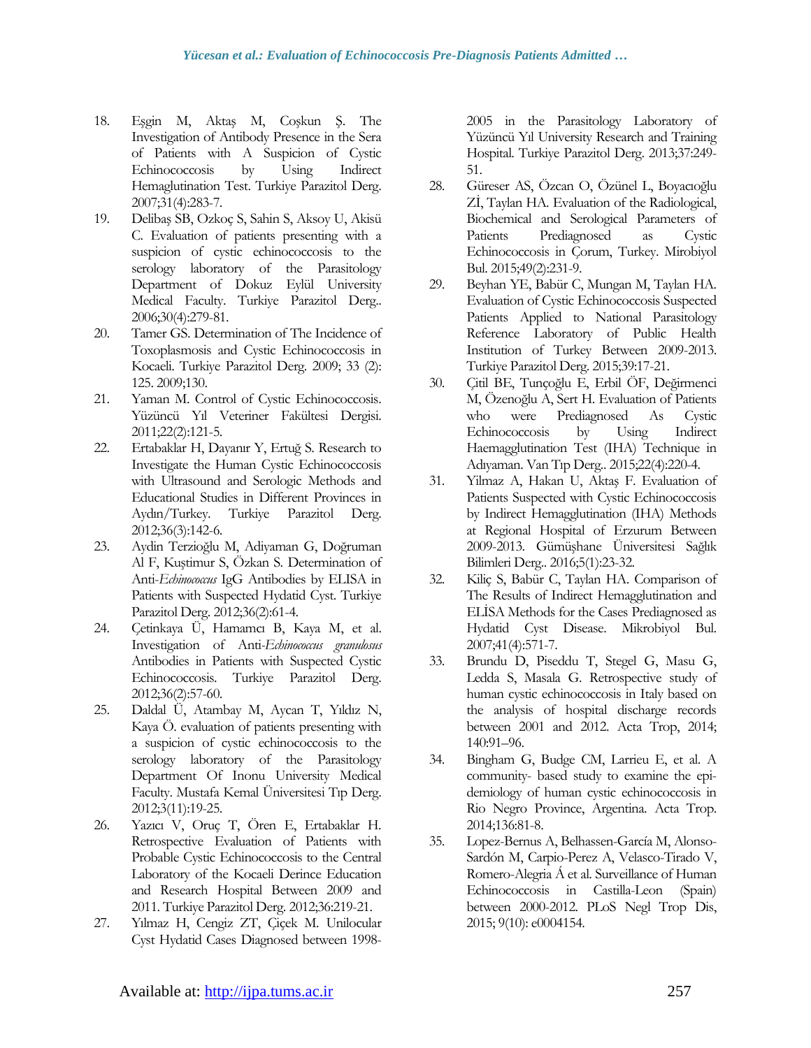18. Eşgin M, Aktaş M, Coşkun Ş. The Investigation of Antibody Presence in the Sera of Patients with A Suspicion of Cystic Echinococcosis by Using Indirect Hemaglutination Test. Turkiye Parazitol Derg. 2007;31(4):283-7.
19. Delibaş SB, Ozkoç S, Sahin S, Aksoy U, Akisü C. Evaluation of patients presenting with a suspicion of cystic echinococcosis to the serology laboratory of the Parasitology Department of Dokuz Eylül University Medical Faculty. Turkiye Parazitol Derg.. 2006;30(4):279-81.
20. Tamer GS. Determination of The Incidence of Toxoplasmosis and Cystic Echinococcosis in Kocaeli. Turkiye Parazitol Derg. 2009; 33 (2): 125. 2009;130.
21. Yaman M. Control of Cystic Echinococcosis. Yüzüncü Yıl Veteriner Fakültesi Dergisi. 2011;22(2):121-5.
22. Ertabaklar H, Dayanır Y, Ertuğ S. Research to Investigate the Human Cystic Echinococcosis with Ultrasound and Serologic Methods and Educational Studies in Different Provinces in Aydın/Turkey. Turkiye Parazitol Derg. 2012;36(3):142-6.
23. Aydin Terzioğlu M, Adiyaman G, Doğruman Al F, Kuştimur S, Özkan S. Determination of Anti-*Echinococcus* IgG Antibodies by ELISA in Patients with Suspected Hydatid Cyst. Turkiye Parazitol Derg. 2012;36(2):61-4.
24. Çetinkaya Ü, Hamamcı B, Kaya M, et al. Investigation of Anti-*Echinococcus granulosus* Antibodies in Patients with Suspected Cystic Echinococcosis. Turkiye Parazitol Derg. 2012;36(2):57-60.
25. Daldal Ü, Atambay M, Aycan T, Yıldız N, Kaya Ö. evaluation of patients presenting with a suspicion of cystic echinococcosis to the serology laboratory of the Parasitology Department Of Inonu University Medical Faculty. Mustafa Kemal Üniversitesi Tıp Derg. 2012;3(11):19-25.
26. Yazıcı V, Oruç T, Ören E, Ertabaklar H. Retrospective Evaluation of Patients with Probable Cystic Echinococcosis to the Central Laboratory of the Kocaeli Derince Education and Research Hospital Between 2009 and 2011. Turkiye Parazitol Derg. 2012;36:219-21.
27. Yılmaz H, Cengiz ZT, Çiçek M. Unilocular Cyst Hydatid Cases Diagnosed between 1998-2005 in the Parasitology Laboratory of Yüzüncü Yıl University Research and Training Hospital. Turkiye Parazitol Derg. 2013;37:249-51.
28. Güreser AS, Özcan O, Özünel L, Boyacıoğlu Zİ, Taylan HA. Evaluation of the Radiological, Biochemical and Serological Parameters of Patients Prediagnosed as Cystic Echinococcosis in Çorum, Turkey. Mirobiyol Bul. 2015;49(2):231-9.
29. Beyhan YE, Babür C, Mungan M, Taylan HA. Evaluation of Cystic Echinococcosis Suspected Patients Applied to National Parasitology Reference Laboratory of Public Health Institution of Turkey Between 2009-2013. Turkiye Parazitol Derg. 2015;39:17-21.
30. Çitil BE, Tunçoğlu E, Erbil ÖF, Değirmenci M, Özenoğlu A, Sert H. Evaluation of Patients who were Prediagnosed As Cystic Echinococcosis by Using Indirect Haemagglutination Test (IHA) Technique in Adıyaman. Van Tıp Derg.. 2015;22(4):220-4.
31. Yilmaz A, Hakan U, Aktaş F. Evaluation of Patients Suspected with Cystic Echinococcosis by Indirect Hemagglutination (IHA) Methods at Regional Hospital of Erzurum Between 2009-2013. Gümüşhane Üniversitesi Sağlık Bilimleri Derg.. 2016;5(1):23-32.
32. Kiliç S, Babür C, Taylan HA. Comparison of The Results of Indirect Hemagglutination and ELİSA Methods for the Cases Prediagnosed as Hydatid Cyst Disease. Mikrobiyol Bul. 2007;41(4):571-7.
33. Brundu D, Piseddu T, Stegel G, Masu G, Ledda S, Masala G. Retrospective study of human cystic echinococcosis in Italy based on the analysis of hospital discharge records between 2001 and 2012. Acta Trop, 2014; 140:91–96.
34. Bingham G, Budge CM, Larrieu E, et al. A community- based study to examine the epi-demiology of human cystic echinococcosis in Rio Negro Province, Argentina. Acta Trop. 2014;136:81-8.
35. Lopez-Bernus A, Belhassen-García M, Alonso-Sardón M, Carpio-Perez A, Velasco-Tirado V, Romero-Alegria Á et al. Surveillance of Human Echinococcosis in Castilla-Leon (Spain) between 2000-2012. PLoS Negl Trop Dis, 2015; 9(10): e0004154.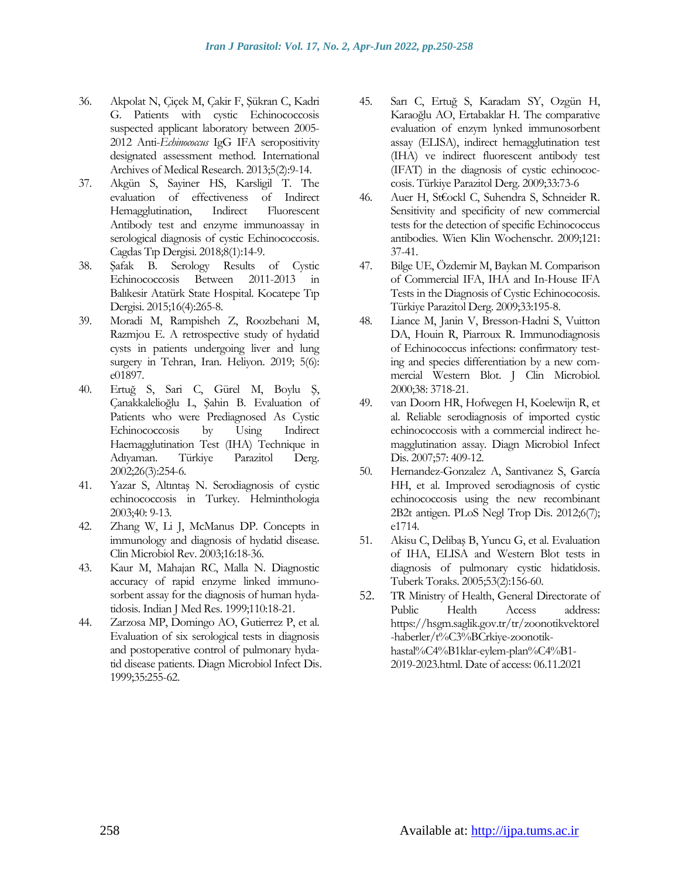36. Akpolat N, Çiçek M, Çakir F, Şükran C, Kadri G. Patients with cystic Echinococcosis suspected applicant laboratory between 2005-2012 Anti-*Echinococcus* IgG IFA seropositivity designated assessment method. International Archives of Medical Research. 2013;5(2):9-14.
37. Akgün S, Sayiner HS, Karsligil T. The evaluation of effectiveness of Indirect Hemagglutination, Indirect Fluorescent Antibody test and enzyme immunoassay in serological diagnosis of cystic Echinococcosis. Cagdas Tıp Dergisi. 2018;8(1):14-9.
38. Şafak B. Serology Results of Cystic Echinococcosis Between 2011-2013 in Balıkesir Atatürk State Hospital. Kocatepe Tıp Dergisi. 2015;16(4):265-8.
39. Moradi M, Rampisheh Z, Roozbehani M, Razmjou E. A retrospective study of hydatid cysts in patients undergoing liver and lung surgery in Tehran, Iran. Heliyon. 2019; 5(6): e01897.
40. Ertuğ S, Sari C, Gürel M, Boylu Ş, Çanakkalelioğlu L, Şahin B. Evaluation of Patients who were Prediagnosed As Cystic Echinococcosis by Using Indirect Haemagglutination Test (IHA) Technique in Adıyaman. Türkiye Parazitol Derg. 2002;26(3):254-6.
41. Yazar S, Altıntaş N. Serodiagnosis of cystic echinococcosis in Turkey. Helminthologia 2003;40: 9-13.
42. Zhang W, Li J, McManus DP. Concepts in immunology and diagnosis of hydatid disease. Clin Microbiol Rev. 2003;16:18-36.
43. Kaur M, Mahajan RC, Malla N. Diagnostic accuracy of rapid enzyme linked immunosorbent assay for the diagnosis of human hydatidosis. Indian J Med Res. 1999;110:18-21.
44. Zarzosa MP, Domingo AO, Gutierrez P, et al. Evaluation of six serological tests in diagnosis and postoperative control of pulmonary hydatid disease patients. Diagn Microbiol Infect Dis. 1999;35:255-62.
45. Sarı C, Ertuğ S, Karadam SY, Ozgün H, Karaoğlu AO, Ertabaklar H. The comparative evaluation of enzym lynked immunosorbent assay (ELISA), indirect hemagglutination test (IHA) ve indirect fluorescent antibody test (IFAT) in the diagnosis of cystic echinococcosis. Türkiye Parazitol Derg. 2009;33:73-6
46. Auer H, St€ockl C, Suhendra S, Schneider R. Sensitivity and specificity of new commercial tests for the detection of specific Echinococcus antibodies. Wien Klin Wochenschr. 2009;121: 37-41.
47. Bilge UE, Özdemir M, Baykan M. Comparison of Commercial IFA, IHA and In-House IFA Tests in the Diagnosis of Cystic Echinococosis. Türkiye Parazitol Derg. 2009;33:195-8.
48. Liance M, Janin V, Bresson-Hadni S, Vuitton DA, Houin R, Piarroux R. Immunodiagnosis of Echinococcus infections: confirmatory testing and species differentiation by a new commercial Western Blot. J Clin Microbiol. 2000;38: 3718-21.
49. van Doorn HR, Hofwegen H, Koelewijn R, et al. Reliable serodiagnosis of imported cystic echinococcosis with a commercial indirect hemagglutination assay. Diagn Microbiol Infect Dis. 2007;57: 409-12.
50. Hernandez-Gonzalez A, Santivanez S, García HH, et al. Improved serodiagnosis of cystic echinococcosis using the new recombinant 2B2t antigen. PLoS Negl Trop Dis. 2012;6(7); e1714.
51. Akisu C, Delibaş B, Yuncu G, et al. Evaluation of IHA, ELISA and Western Blot tests in diagnosis of pulmonary cystic hidatidosis. Tuberk Toraks. 2005;53(2):156-60.
52. TR Ministry of Health, General Directorate of Public Health Access address: https://hsgm.saglik.gov.tr/tr/zoonotikvektorel-haberler/t%C3%BCrkiye-zoonotik-hastal%C4%B1klar-eylem-plan%C4%B1-2019-2023.html. Date of access: 06.11.2021